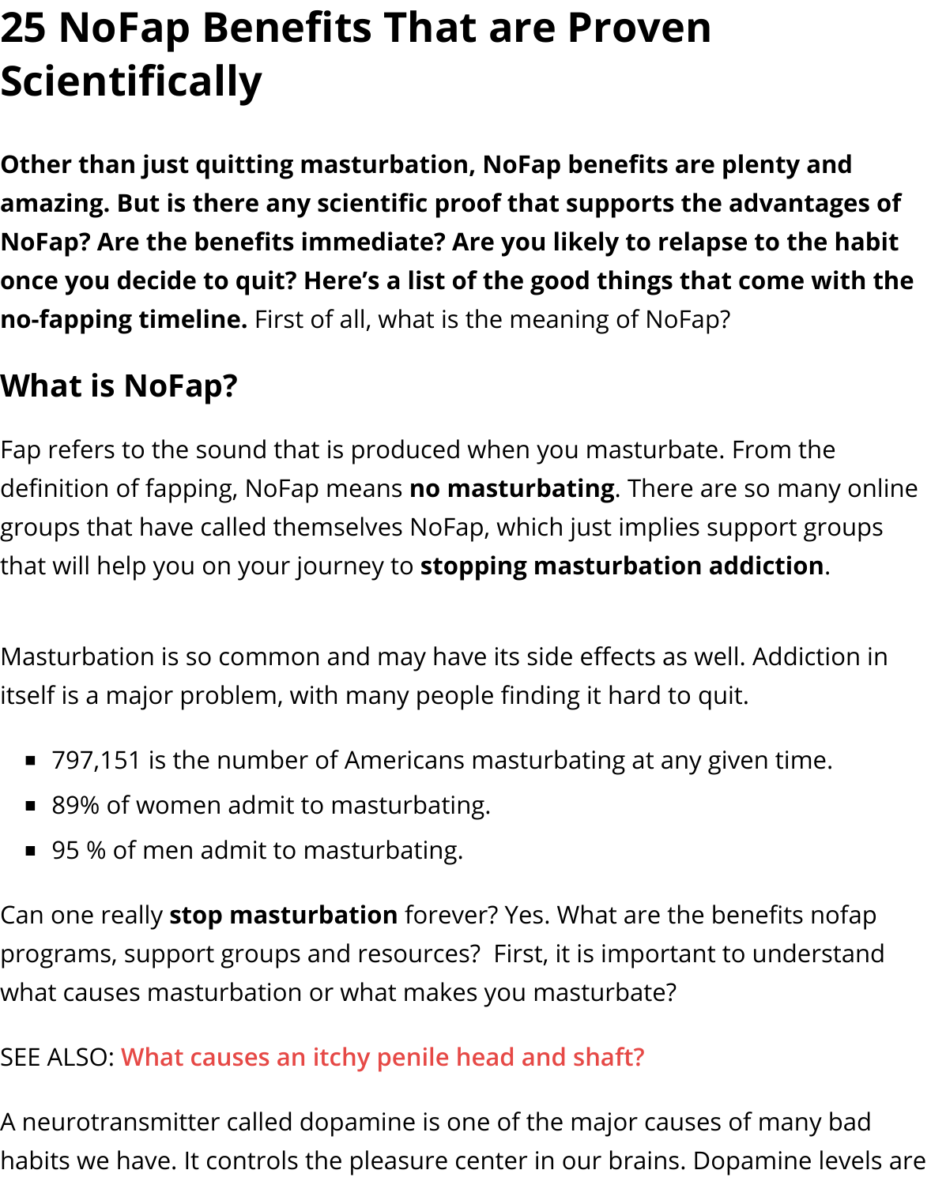# 25 NoFap Benefits That are Proven Scientifically

**Other than just quitting masturbation, NoFap benefits are plenty and amazing. But is there any scientific proof that supports the advantages of NoFap? Are the benefits immediate? Are you likely to relapse to the habit once you decide to quit? Here's a list of the good things that come with the no-fapping timeline.** First of all, what is the meaning of NoFap?

## What is NoFap?

Fap refers to the sound that is produced when you masturbate. From the definition of fapping, NoFap means **no masturbating**. There are so many online groups that have called themselves NoFap, which just implies support groups that will help you on your journey to **stopping masturbation addiction**.

Masturbation is so common and may have its side effects as well. Addiction in itself is a major problem, with many people finding it hard to quit.

- 797,151 is the number of Americans masturbating at any given time.
- 89% of women admit to masturbating.
- 95 % of men admit to masturbating.

Can one really **stop masturbation** forever? Yes. What are the benefits nofap programs, support groups and resources? First, it is important to understand what causes masturbation or what makes you masturbate?

SEE ALSO: What causes an itchy penile head and shaft?

A neurotransmitter called dopamine is one of the major causes of many bad habits we have. It controls the pleasure center in our brains. Dopamine levels are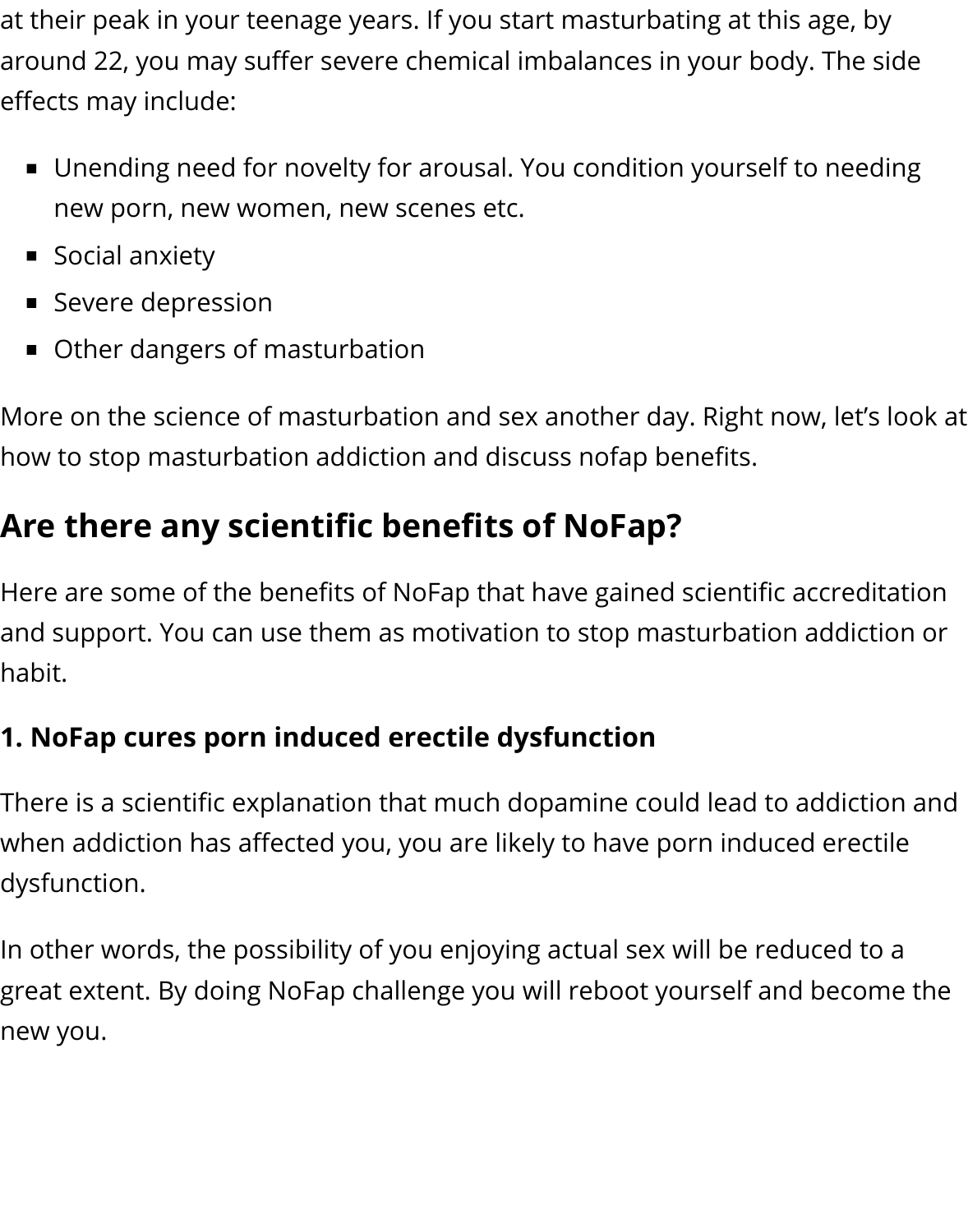at their peak in your teenage years. If you start masturbating at this age, by around 22, you may suffer severe chemical imbalances in your body. The side effects may include:

- Unending need for novelty for arousal. You condition yourself to needing new porn, new women, new scenes etc.
- Social anxiety
- Severe depression
- Other dangers of masturbation

More on the science of masturbation and sex another day. Right now, let's look at how to stop masturbation addiction and discuss nofap benefits.

## Are there any scientific benefits of NoFap?

Here are some of the benefits of NoFap that have gained scientific accreditation and support. You can use them as motivation to stop masturbation addiction or habit.

### 1. NoFap cures porn induced erectile dysfunction

There is a scientific explanation that much dopamine could lead to addiction and when addiction has affected you, you are likely to have porn induced erectile dysfunction.

In other words, the possibility of you enjoying actual sex will be reduced to a great extent. By doing NoFap challenge you will reboot yourself and become the new you.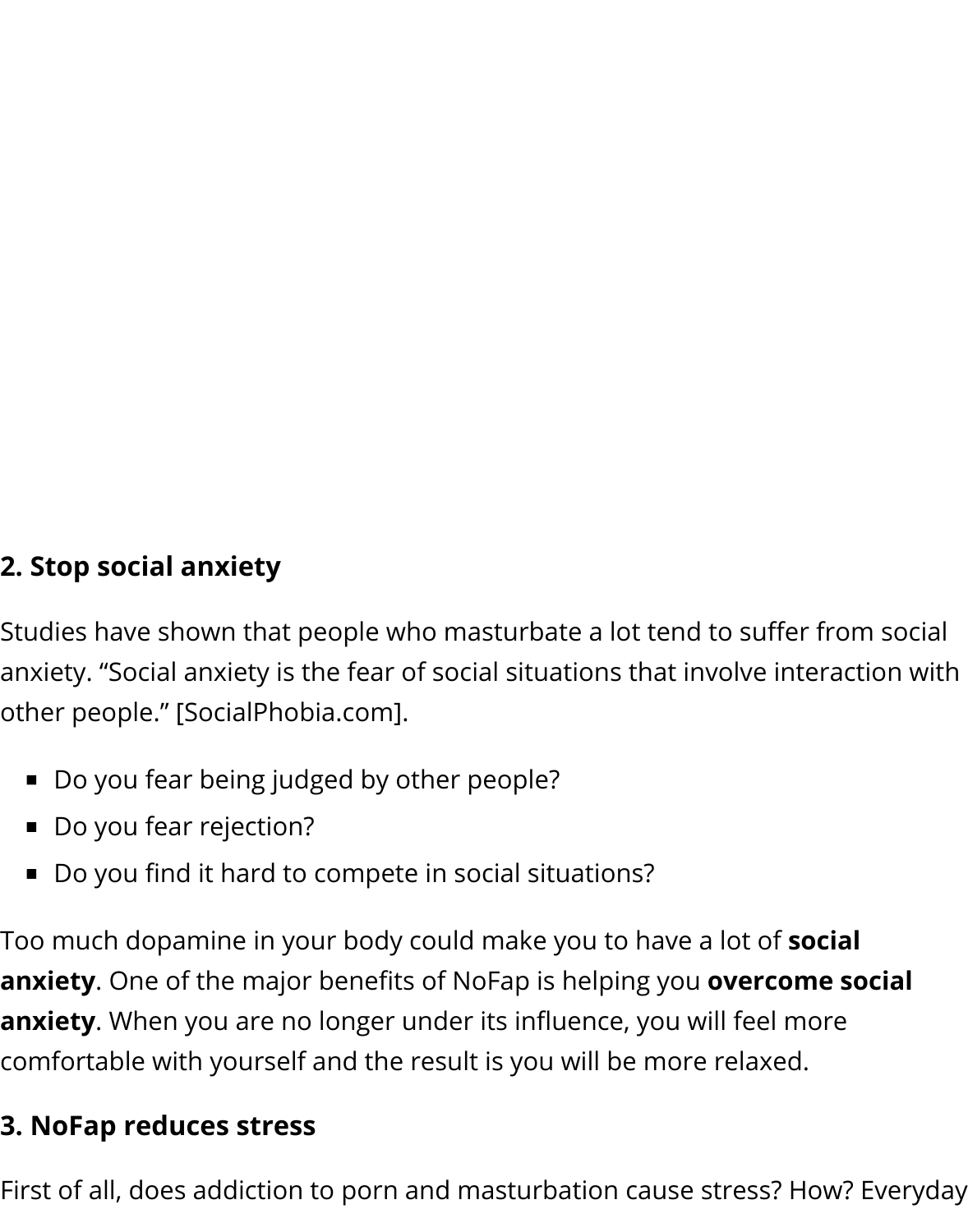## 2. Stop social anxiety

Studies have shown that people who masturbate a lot tend to suffer from social anxiety. “Social anxiety is the fear of social situations that involve interaction with other people.” [SocialPhobia.com].

- Do you fear being judged by other people?
- Do you fear rejection?
- Do you find it hard to compete in social situations?

Too much dopamine in your body could make you to have a lot of **social anxiety**. One of the major benefits of NoFap is helping you **overcome social anxiety**. When you are no longer under its influence, you will feel more comfortable with yourself and the result is you will be more relaxed.

## 3. NoFap reduces stress

First of all, does addiction to porn and masturbation cause stress? How? Everyday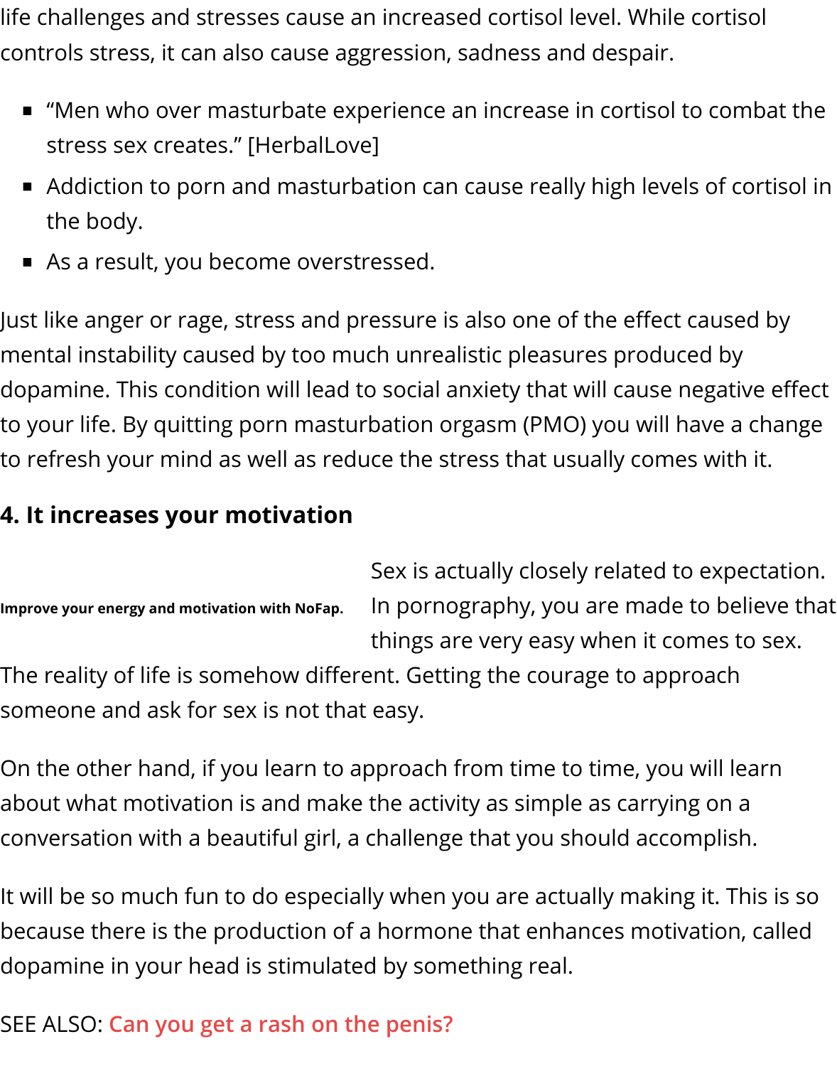life challenges and stresses cause an increased cortisol level. While cortisol controls stress, it can also cause aggression, sadness and despair.

- "Men who over masturbate experience an increase in cortisol to combat the stress sex creates." [HerbalLove]
- Addiction to porn and masturbation can cause really high levels of cortisol in the body.
- As a result, you become overstressed.

Just like anger or rage, stress and pressure is also one of the effect caused by mental instability caused by too much unrealistic pleasures produced by dopamine. This condition will lead to social anxiety that will cause negative effect to your life. By quitting porn masturbation orgasm (PMO) you will have a change to refresh your mind as well as reduce the stress that usually comes with it.

## 4. It increases your motivation

**Improve your energy and motivation with NoFap.**

Sex is actually closely related to expectation. In pornography, you are made to believe that things are very easy when it comes to sex. The reality of life is somehow different. Getting the courage to approach someone and ask for sex is not that easy.

On the other hand, if you learn to approach from time to time, you will learn about what motivation is and make the activity as simple as carrying on a conversation with a beautiful girl, a challenge that you should accomplish.

It will be so much fun to do especially when you are actually making it. This is so because there is the production of a hormone that enhances motivation, called dopamine in your head is stimulated by something real.

SEE ALSO: **Can you get a rash on the penis?**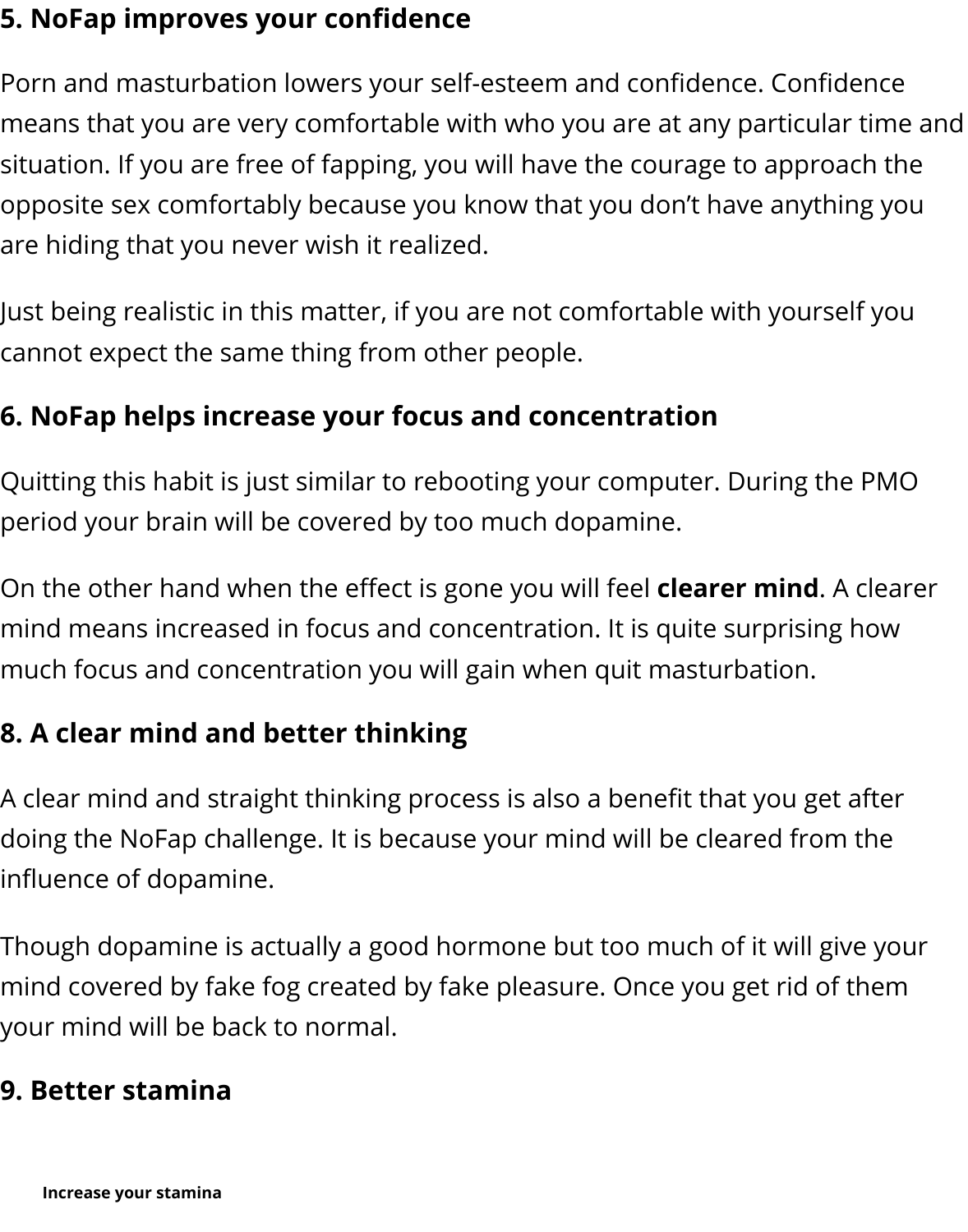## 5. NoFap improves your confidence

Porn and masturbation lowers your self-esteem and confidence. Confidence means that you are very comfortable with who you are at any particular time and situation. If you are free of fapping, you will have the courage to approach the opposite sex comfortably because you know that you don't have anything you are hiding that you never wish it realized.

Just being realistic in this matter, if you are not comfortable with yourself you cannot expect the same thing from other people.

## 6. NoFap helps increase your focus and concentration

Quitting this habit is just similar to rebooting your computer. During the PMO period your brain will be covered by too much dopamine.

On the other hand when the effect is gone you will feel **clearer mind**. A clearer mind means increased in focus and concentration. It is quite surprising how much focus and concentration you will gain when quit masturbation.

## 8. A clear mind and better thinking

A clear mind and straight thinking process is also a benefit that you get after doing the NoFap challenge. It is because your mind will be cleared from the influence of dopamine.

Though dopamine is actually a good hormone but too much of it will give your mind covered by fake fog created by fake pleasure. Once you get rid of them your mind will be back to normal.

## 9. Better stamina

**Increase your stamina**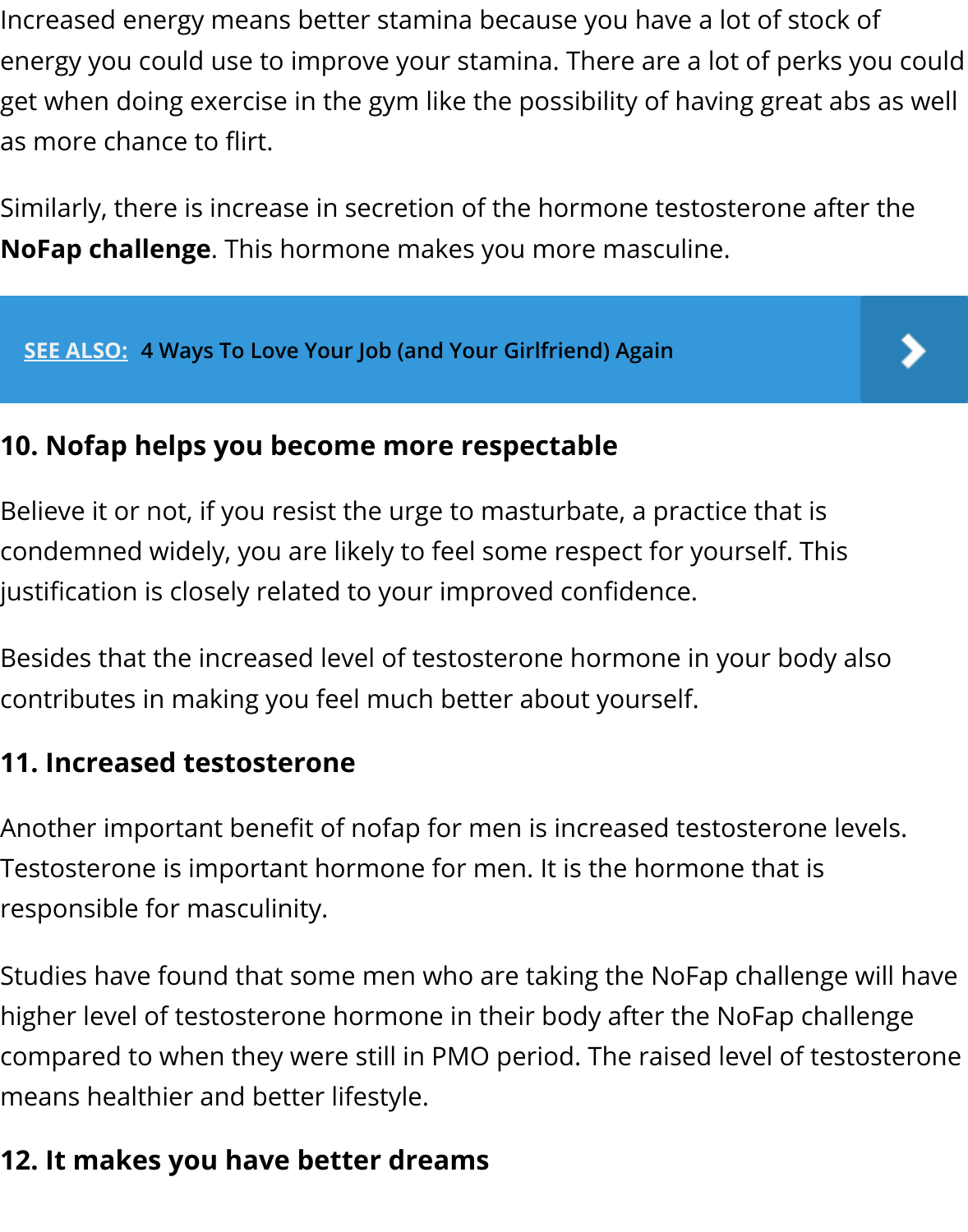Increased energy means better stamina because you have a lot of stock of energy you could use to improve your stamina. There are a lot of perks you could get when doing exercise in the gym like the possibility of having great abs as well as more chance to flirt.

Similarly, there is increase in secretion of the hormone testosterone after the **NoFap challenge**. This hormone makes you more masculine.

**SEE ALSO:** 4 Ways To Love Your Job (and Your Girlfriend) Again

### 10. Nofap helps you become more respectable

Believe it or not, if you resist the urge to masturbate, a practice that is condemned widely, you are likely to feel some respect for yourself. This justification is closely related to your improved confidence.

Besides that the increased level of testosterone hormone in your body also contributes in making you feel much better about yourself.

### 11. Increased testosterone

Another important benefit of nofap for men is increased testosterone levels. Testosterone is important hormone for men. It is the hormone that is responsible for masculinity.

Studies have found that some men who are taking the NoFap challenge will have higher level of testosterone hormone in their body after the NoFap challenge compared to when they were still in PMO period. The raised level of testosterone means healthier and better lifestyle.

### 12. It makes you have better dreams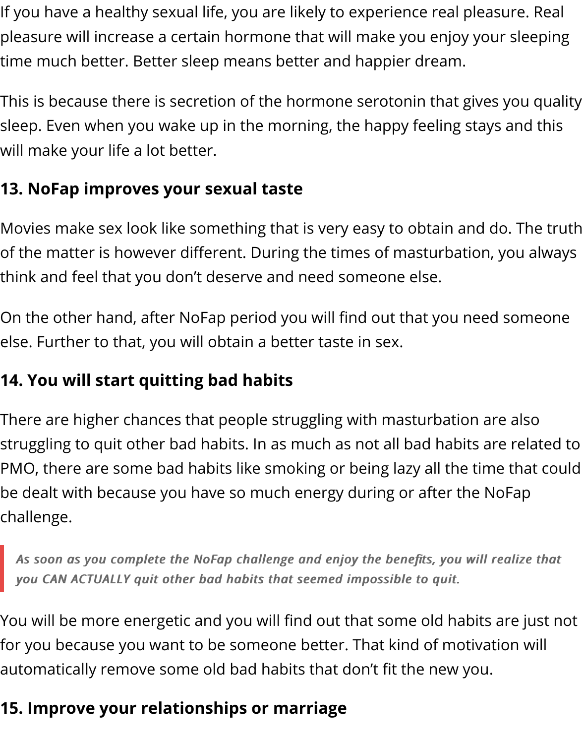If you have a healthy sexual life, you are likely to experience real pleasure. Real pleasure will increase a certain hormone that will make you enjoy your sleeping time much better. Better sleep means better and happier dream.

This is because there is secretion of the hormone serotonin that gives you quality sleep. Even when you wake up in the morning, the happy feeling stays and this will make your life a lot better.

### 13. NoFap improves your sexual taste

Movies make sex look like something that is very easy to obtain and do. The truth of the matter is however different. During the times of masturbation, you always think and feel that you don't deserve and need someone else.

On the other hand, after NoFap period you will find out that you need someone else. Further to that, you will obtain a better taste in sex.

### 14. You will start quitting bad habits

There are higher chances that people struggling with masturbation are also struggling to quit other bad habits. In as much as not all bad habits are related to PMO, there are some bad habits like smoking or being lazy all the time that could be dealt with because you have so much energy during or after the NoFap challenge.

> ***As soon as you complete the NoFap challenge and enjoy the benefits, you will realize that you CAN ACTUALLY quit other bad habits that seemed impossible to quit.***

You will be more energetic and you will find out that some old habits are just not for you because you want to be someone better. That kind of motivation will automatically remove some old bad habits that don't fit the new you.

### 15. Improve your relationships or marriage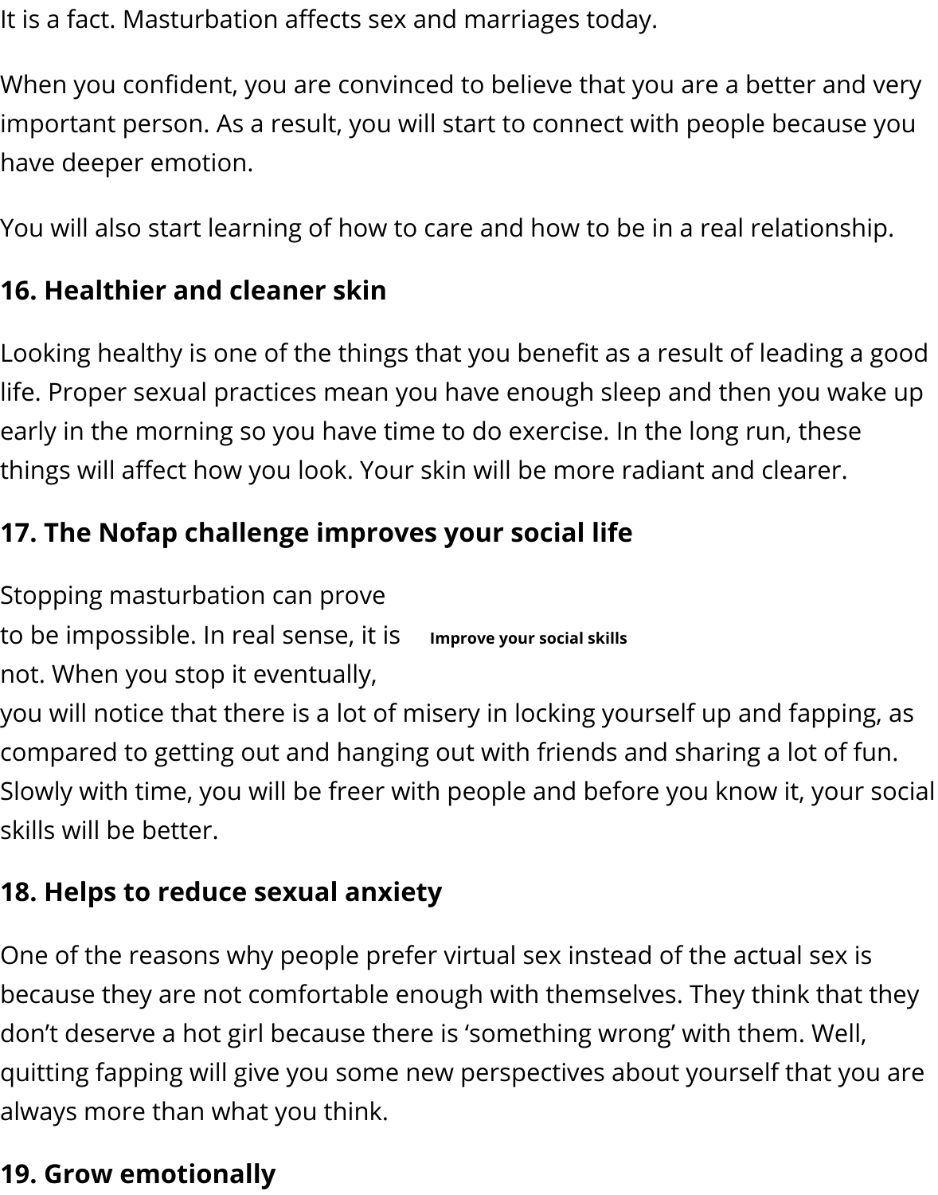It is a fact. Masturbation affects sex and marriages today.

When you confident, you are convinced to believe that you are a better and very important person. As a result, you will start to connect with people because you have deeper emotion.

You will also start learning of how to care and how to be in a real relationship.

### 16. Healthier and cleaner skin

Looking healthy is one of the things that you benefit as a result of leading a good life. Proper sexual practices mean you have enough sleep and then you wake up early in the morning so you have time to do exercise. In the long run, these things will affect how you look. Your skin will be more radiant and clearer.

### 17. The Nofap challenge improves your social life

Stopping masturbation can prove to be impossible. In real sense, it is not. When you stop it eventually, you will notice that there is a lot of misery in locking yourself up and fapping, as compared to getting out and hanging out with friends and sharing a lot of fun. Slowly with time, you will be freer with people and before you know it, your social skills will be better.

**Improve your social skills**

### 18. Helps to reduce sexual anxiety

One of the reasons why people prefer virtual sex instead of the actual sex is because they are not comfortable enough with themselves. They think that they don't deserve a hot girl because there is 'something wrong' with them. Well, quitting fapping will give you some new perspectives about yourself that you are always more than what you think.

### 19. Grow emotionally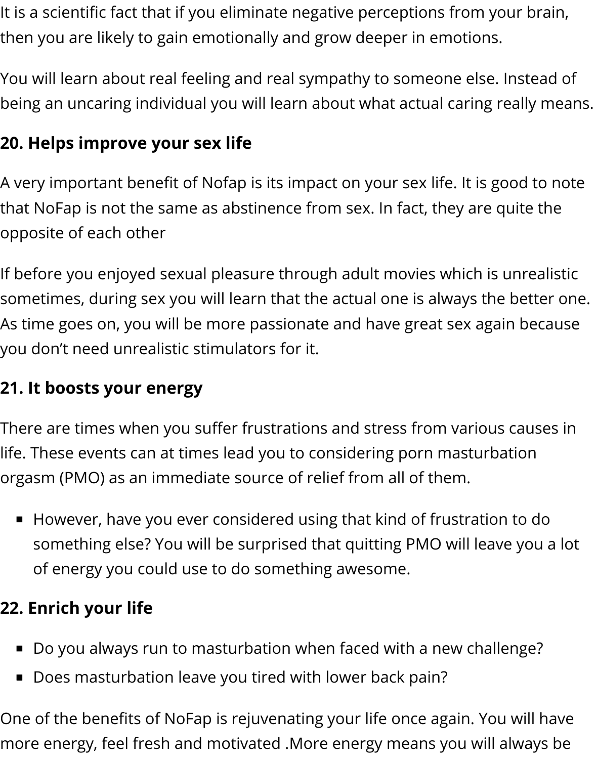It is a scientific fact that if you eliminate negative perceptions from your brain, then you are likely to gain emotionally and grow deeper in emotions.

You will learn about real feeling and real sympathy to someone else. Instead of being an uncaring individual you will learn about what actual caring really means.

### 20. Helps improve your sex life

A very important benefit of Nofap is its impact on your sex life. It is good to note that NoFap is not the same as abstinence from sex. In fact, they are quite the opposite of each other

If before you enjoyed sexual pleasure through adult movies which is unrealistic sometimes, during sex you will learn that the actual one is always the better one. As time goes on, you will be more passionate and have great sex again because you don't need unrealistic stimulators for it.

### 21. It boosts your energy

There are times when you suffer frustrations and stress from various causes in life. These events can at times lead you to considering porn masturbation orgasm (PMO) as an immediate source of relief from all of them.

- However, have you ever considered using that kind of frustration to do something else? You will be surprised that quitting PMO will leave you a lot of energy you could use to do something awesome.

### 22. Enrich your life

- Do you always run to masturbation when faced with a new challenge?
- Does masturbation leave you tired with lower back pain?

One of the benefits of NoFap is rejuvenating your life once again. You will have more energy, feel fresh and motivated .More energy means you will always be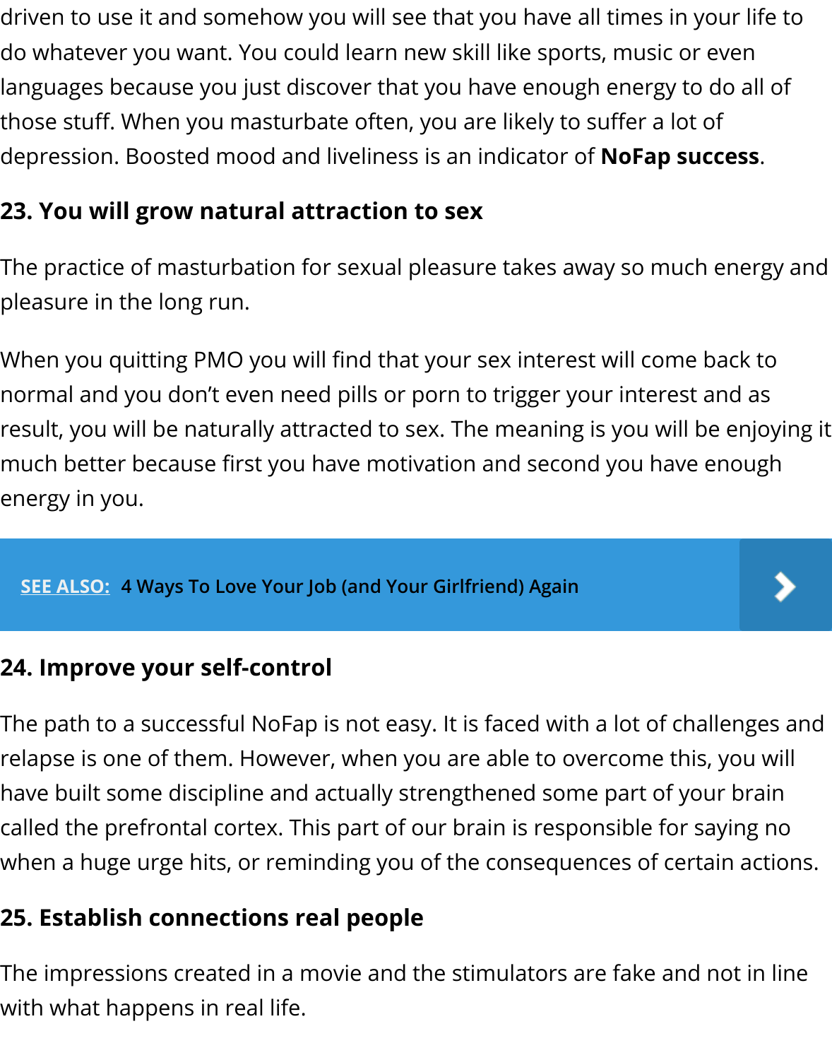driven to use it and somehow you will see that you have all times in your life to do whatever you want. You could learn new skill like sports, music or even languages because you just discover that you have enough energy to do all of those stuff. When you masturbate often, you are likely to suffer a lot of depression. Boosted mood and liveliness is an indicator of **NoFap success**.

## 23. You will grow natural attraction to sex

The practice of masturbation for sexual pleasure takes away so much energy and pleasure in the long run.

When you quitting PMO you will find that your sex interest will come back to normal and you don't even need pills or porn to trigger your interest and as result, you will be naturally attracted to sex. The meaning is you will be enjoying it much better because first you have motivation and second you have enough energy in you.

**SEE ALSO:** 4 Ways To Love Your Job (and Your Girlfriend) Again

## 24. Improve your self-control

The path to a successful NoFap is not easy. It is faced with a lot of challenges and relapse is one of them. However, when you are able to overcome this, you will have built some discipline and actually strengthened some part of your brain called the prefrontal cortex. This part of our brain is responsible for saying no when a huge urge hits, or reminding you of the consequences of certain actions.

## 25. Establish connections real people

The impressions created in a movie and the stimulators are fake and not in line with what happens in real life.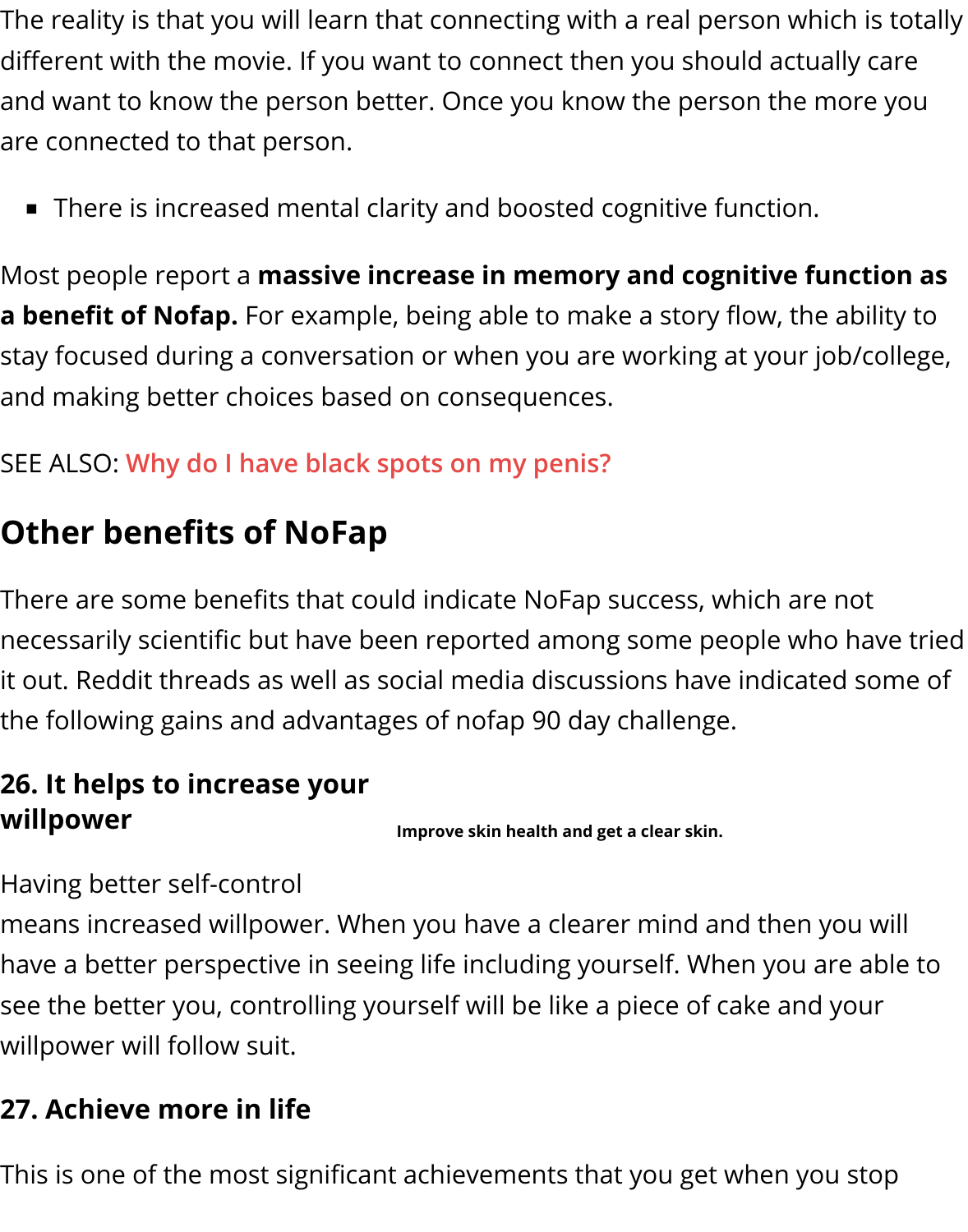The reality is that you will learn that connecting with a real person which is totally different with the movie. If you want to connect then you should actually care and want to know the person better. Once you know the person the more you are connected to that person.

- There is increased mental clarity and boosted cognitive function.

Most people report a **massive increase in memory and cognitive function as a benefit of Nofap.** For example, being able to make a story flow, the ability to stay focused during a conversation or when you are working at your job/college, and making better choices based on consequences.

SEE ALSO: Why do I have black spots on my penis?

## Other benefits of NoFap

There are some benefits that could indicate NoFap success, which are not necessarily scientific but have been reported among some people who have tried it out. Reddit threads as well as social media discussions have indicated some of the following gains and advantages of nofap 90 day challenge.

### 26. It helps to increase your willpower

**Improve skin health and get a clear skin.**

Having better self-control means increased willpower. When you have a clearer mind and then you will have a better perspective in seeing life including yourself. When you are able to see the better you, controlling yourself will be like a piece of cake and your willpower will follow suit.

### 27. Achieve more in life

This is one of the most significant achievements that you get when you stop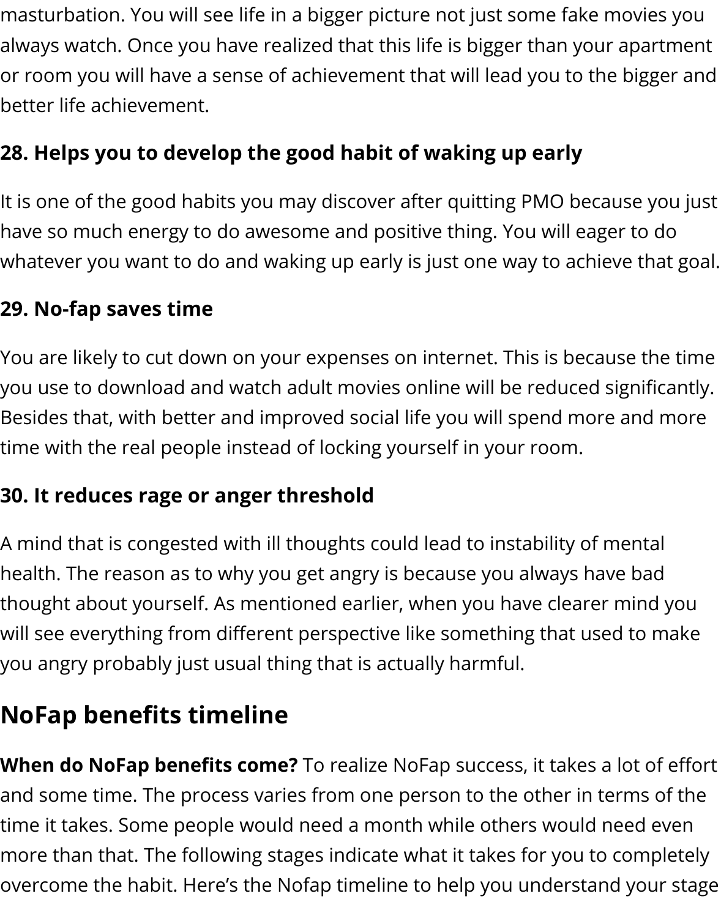masturbation. You will see life in a bigger picture not just some fake movies you always watch. Once you have realized that this life is bigger than your apartment or room you will have a sense of achievement that will lead you to the bigger and better life achievement.

### 28. Helps you to develop the good habit of waking up early

It is one of the good habits you may discover after quitting PMO because you just have so much energy to do awesome and positive thing. You will eager to do whatever you want to do and waking up early is just one way to achieve that goal.

### 29. No-fap saves time

You are likely to cut down on your expenses on internet. This is because the time you use to download and watch adult movies online will be reduced significantly. Besides that, with better and improved social life you will spend more and more time with the real people instead of locking yourself in your room.

### 30. It reduces rage or anger threshold

A mind that is congested with ill thoughts could lead to instability of mental health. The reason as to why you get angry is because you always have bad thought about yourself. As mentioned earlier, when you have clearer mind you will see everything from different perspective like something that used to make you angry probably just usual thing that is actually harmful.

## NoFap benefits timeline

**When do NoFap benefits come?** To realize NoFap success, it takes a lot of effort and some time. The process varies from one person to the other in terms of the time it takes. Some people would need a month while others would need even more than that. The following stages indicate what it takes for you to completely overcome the habit. Here's the Nofap timeline to help you understand your stage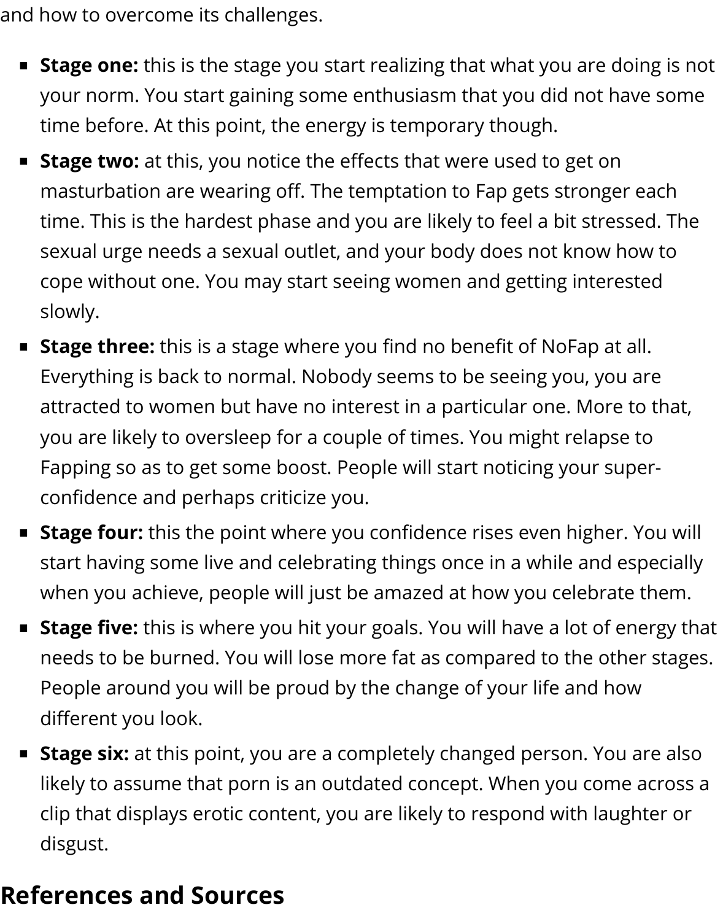and how to overcome its challenges.

- **Stage one:** this is the stage you start realizing that what you are doing is not your norm. You start gaining some enthusiasm that you did not have some time before. At this point, the energy is temporary though.
- **Stage two:** at this, you notice the effects that were used to get on masturbation are wearing off. The temptation to Fap gets stronger each time. This is the hardest phase and you are likely to feel a bit stressed. The sexual urge needs a sexual outlet, and your body does not know how to cope without one. You may start seeing women and getting interested slowly.
- **Stage three:** this is a stage where you find no benefit of NoFap at all. Everything is back to normal. Nobody seems to be seeing you, you are attracted to women but have no interest in a particular one. More to that, you are likely to oversleep for a couple of times. You might relapse to Fapping so as to get some boost. People will start noticing your super-confidence and perhaps criticize you.
- **Stage four:** this the point where you confidence rises even higher. You will start having some live and celebrating things once in a while and especially when you achieve, people will just be amazed at how you celebrate them.
- **Stage five:** this is where you hit your goals. You will have a lot of energy that needs to be burned. You will lose more fat as compared to the other stages. People around you will be proud by the change of your life and how different you look.
- **Stage six:** at this point, you are a completely changed person. You are also likely to assume that porn is an outdated concept. When you come across a clip that displays erotic content, you are likely to respond with laughter or disgust.

## References and Sources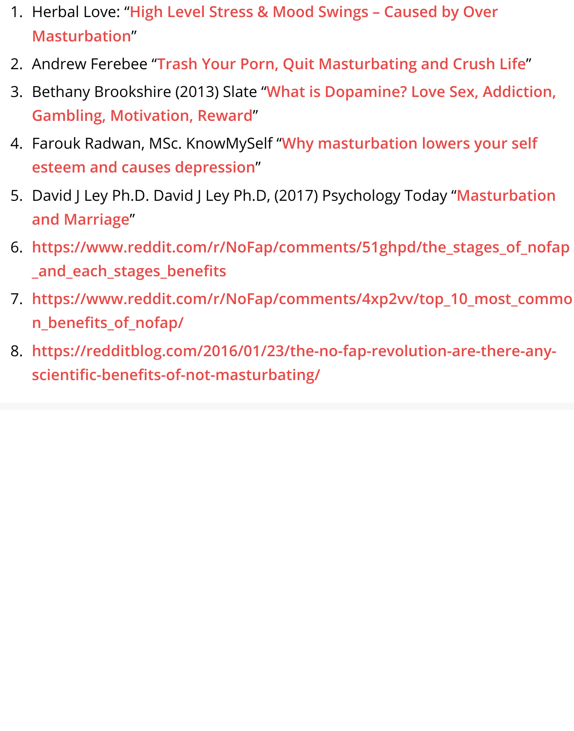1. Herbal Love: "High Level Stress & Mood Swings – Caused by Over Masturbation"
2. Andrew Ferebee "Trash Your Porn, Quit Masturbating and Crush Life"
3. Bethany Brookshire (2013) Slate "What is Dopamine? Love Sex, Addiction, Gambling, Motivation, Reward"
4. Farouk Radwan, MSc. KnowMySelf "Why masturbation lowers your self esteem and causes depression"
5. David J Ley Ph.D. David J Ley Ph.D, (2017) Psychology Today "Masturbation and Marriage"
6. https://www.reddit.com/r/NoFap/comments/51ghpd/the_stages_of_nofap_and_each_stages_benefits
7. https://www.reddit.com/r/NoFap/comments/4xp2vv/top_10_most_common_benefits_of_nofap/
8. https://redditblog.com/2016/01/23/the-no-fap-revolution-are-there-any-scientific-benefits-of-not-masturbating/